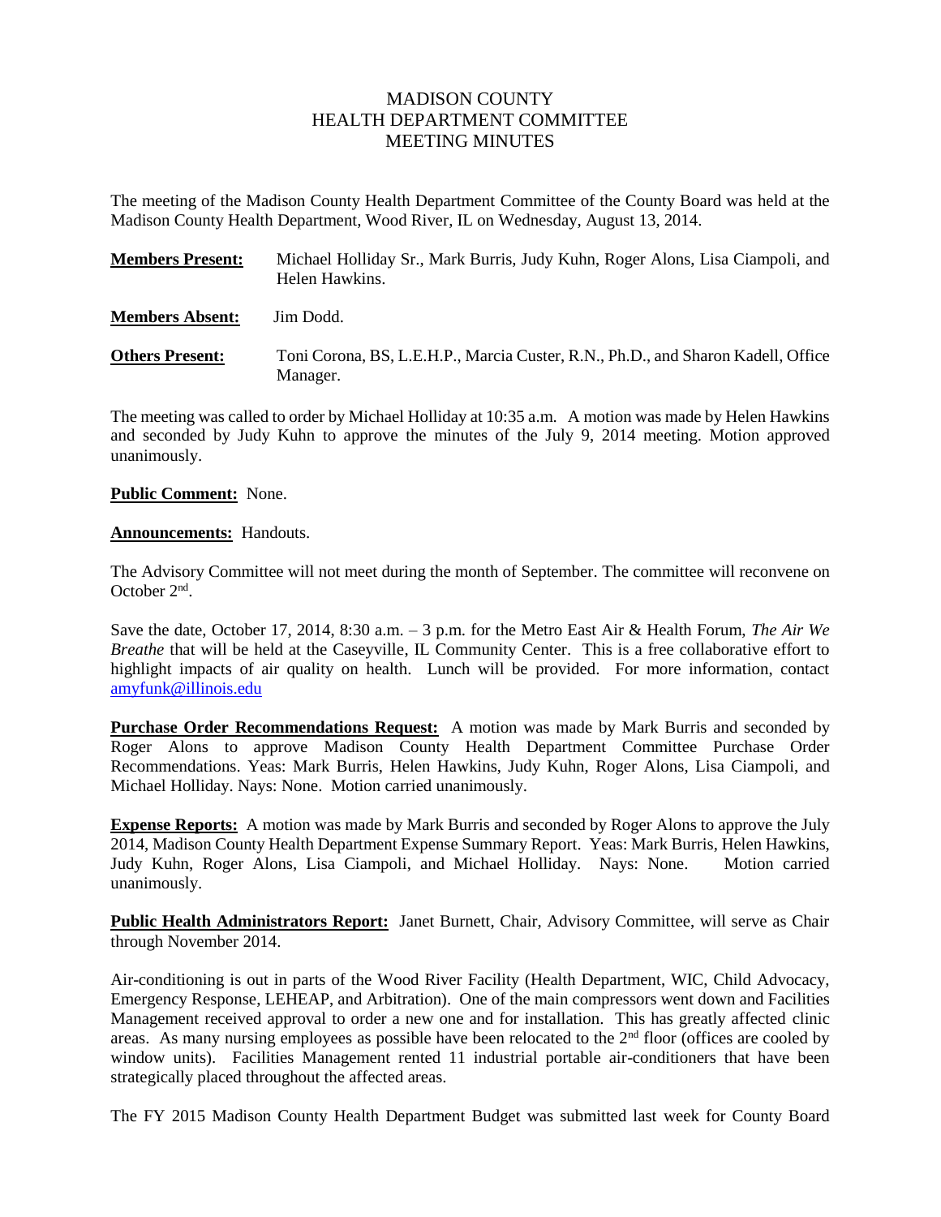# MADISON COUNTY
# HEALTH DEPARTMENT COMMITTEE
# MEETING MINUTES

The meeting of the Madison County Health Department Committee of the County Board was held at the Madison County Health Department, Wood River, IL on Wednesday, August 13, 2014.

**Members Present:** Michael Holliday Sr., Mark Burris, Judy Kuhn, Roger Alons, Lisa Ciampoli, and Helen Hawkins.

**Members Absent:** Jim Dodd.

**Others Present:** Toni Corona, BS, L.E.H.P., Marcia Custer, R.N., Ph.D., and Sharon Kadell, Office Manager.

The meeting was called to order by Michael Holliday at 10:35 a.m. A motion was made by Helen Hawkins and seconded by Judy Kuhn to approve the minutes of the July 9, 2014 meeting. Motion approved unanimously.

**Public Comment:** None.

**Announcements:** Handouts.

The Advisory Committee will not meet during the month of September. The committee will reconvene on October 2nd.

Save the date, October 17, 2014, 8:30 a.m. – 3 p.m. for the Metro East Air & Health Forum, *The Air We Breathe* that will be held at the Caseyville, IL Community Center. This is a free collaborative effort to highlight impacts of air quality on health. Lunch will be provided. For more information, contact amyfunk@illinois.edu

**Purchase Order Recommendations Request:** A motion was made by Mark Burris and seconded by Roger Alons to approve Madison County Health Department Committee Purchase Order Recommendations. Yeas: Mark Burris, Helen Hawkins, Judy Kuhn, Roger Alons, Lisa Ciampoli, and Michael Holliday. Nays: None. Motion carried unanimously.

**Expense Reports:** A motion was made by Mark Burris and seconded by Roger Alons to approve the July 2014, Madison County Health Department Expense Summary Report. Yeas: Mark Burris, Helen Hawkins, Judy Kuhn, Roger Alons, Lisa Ciampoli, and Michael Holliday. Nays: None. Motion carried unanimously.

**Public Health Administrators Report:** Janet Burnett, Chair, Advisory Committee, will serve as Chair through November 2014.

Air-conditioning is out in parts of the Wood River Facility (Health Department, WIC, Child Advocacy, Emergency Response, LEHEAP, and Arbitration). One of the main compressors went down and Facilities Management received approval to order a new one and for installation. This has greatly affected clinic areas. As many nursing employees as possible have been relocated to the 2nd floor (offices are cooled by window units). Facilities Management rented 11 industrial portable air-conditioners that have been strategically placed throughout the affected areas.

The FY 2015 Madison County Health Department Budget was submitted last week for County Board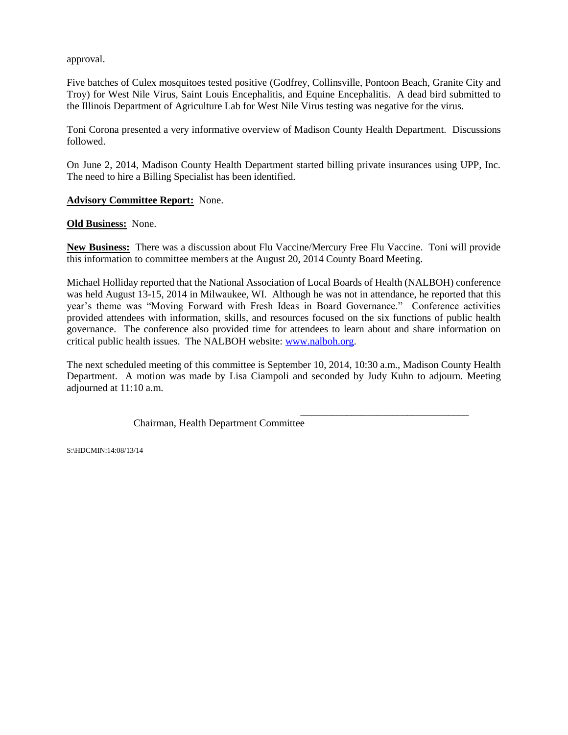approval.

Five batches of Culex mosquitoes tested positive (Godfrey, Collinsville, Pontoon Beach, Granite City and Troy) for West Nile Virus, Saint Louis Encephalitis, and Equine Encephalitis. A dead bird submitted to the Illinois Department of Agriculture Lab for West Nile Virus testing was negative for the virus.

Toni Corona presented a very informative overview of Madison County Health Department. Discussions followed.

On June 2, 2014, Madison County Health Department started billing private insurances using UPP, Inc. The need to hire a Billing Specialist has been identified.

**Advisory Committee Report:** None.

**Old Business:** None.

**New Business:** There was a discussion about Flu Vaccine/Mercury Free Flu Vaccine. Toni will provide this information to committee members at the August 20, 2014 County Board Meeting.

Michael Holliday reported that the National Association of Local Boards of Health (NALBOH) conference was held August 13-15, 2014 in Milwaukee, WI. Although he was not in attendance, he reported that this year's theme was "Moving Forward with Fresh Ideas in Board Governance." Conference activities provided attendees with information, skills, and resources focused on the six functions of public health governance. The conference also provided time for attendees to learn about and share information on critical public health issues. The NALBOH website: www.nalboh.org.

The next scheduled meeting of this committee is September 10, 2014, 10:30 a.m., Madison County Health Department. A motion was made by Lisa Ciampoli and seconded by Judy Kuhn to adjourn. Meeting adjourned at 11:10 a.m.

\_\_\_\_\_\_\_\_\_\_\_\_\_\_\_\_\_\_\_\_\_\_\_\_\_\_\_\_\_\_\_\_\_\_

Chairman, Health Department Committee

S:\HDCMIN:14:08/13/14